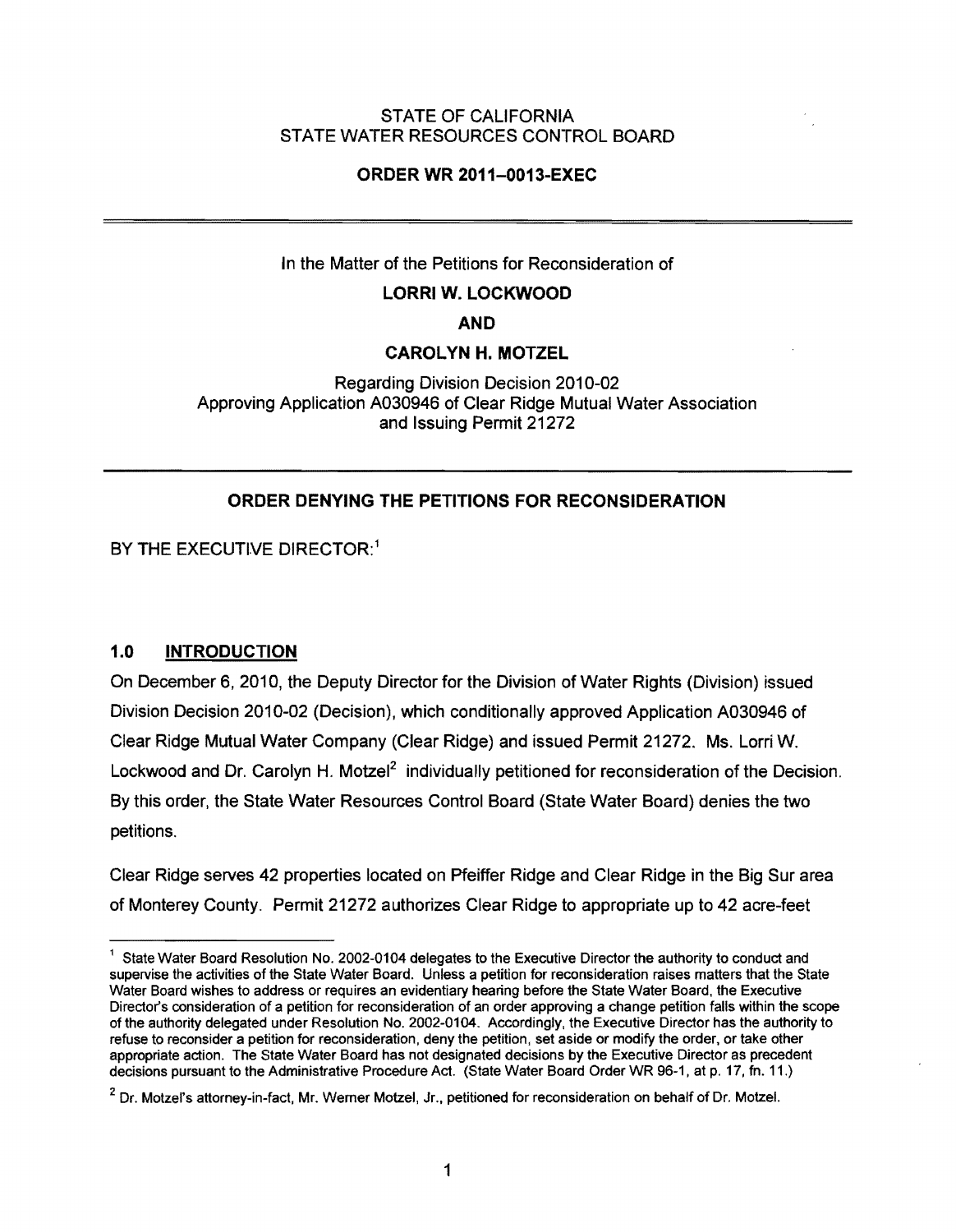STATE OF CALIFORNIA
STATE WATER RESOURCES CONTROL BOARD

**ORDER WR 2011–0013-EXEC**

---

In the Matter of the Petitions for Reconsideration of

**LORRI W. LOCKWOOD**

**AND**

**CAROLYN H. MOTZEL**

Regarding Division Decision 2010-02
Approving Application A030946 of Clear Ridge Mutual Water Association
and Issuing Permit 21272

---

**ORDER DENYING THE PETITIONS FOR RECONSIDERATION**

BY THE EXECUTIVE DIRECTOR:[1]

## 1.0 INTRODUCTION

On December 6, 2010, the Deputy Director for the Division of Water Rights (Division) issued Division Decision 2010-02 (Decision), which conditionally approved Application A030946 of Clear Ridge Mutual Water Company (Clear Ridge) and issued Permit 21272. Ms. Lorri W. Lockwood and Dr. Carolyn H. Motzel[2] individually petitioned for reconsideration of the Decision. By this order, the State Water Resources Control Board (State Water Board) denies the two petitions.

Clear Ridge serves 42 properties located on Pfeiffer Ridge and Clear Ridge in the Big Sur area of Monterey County. Permit 21272 authorizes Clear Ridge to appropriate up to 42 acre-feet

---

[1] State Water Board Resolution No. 2002-0104 delegates to the Executive Director the authority to conduct and supervise the activities of the State Water Board. Unless a petition for reconsideration raises matters that the State Water Board wishes to address or requires an evidentiary hearing before the State Water Board, the Executive Director's consideration of a petition for reconsideration of an order approving a change petition falls within the scope of the authority delegated under Resolution No. 2002-0104. Accordingly, the Executive Director has the authority to refuse to reconsider a petition for reconsideration, deny the petition, set aside or modify the order, or take other appropriate action. The State Water Board has not designated decisions by the Executive Director as precedent decisions pursuant to the Administrative Procedure Act. (State Water Board Order WR 96-1, at p. 17, fn. 11.)

[2] Dr. Motzel's attorney-in-fact, Mr. Werner Motzel, Jr., petitioned for reconsideration on behalf of Dr. Motzel.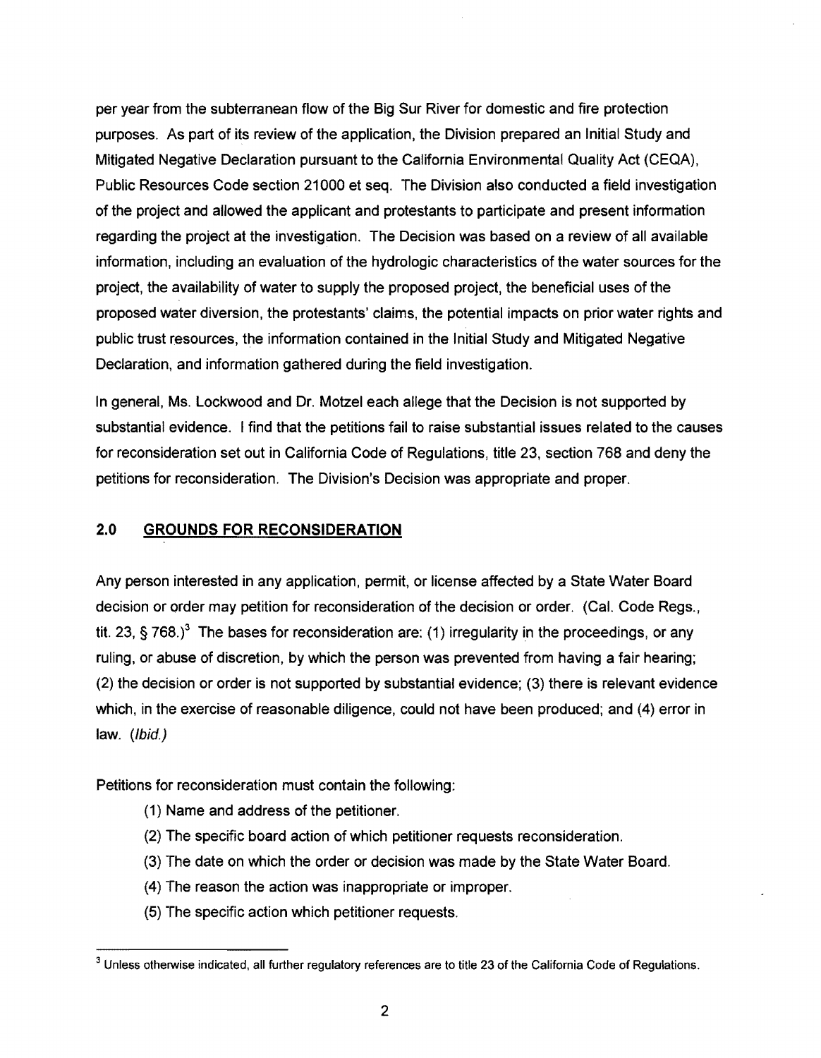per year from the subterranean flow of the Big Sur River for domestic and fire protection purposes. As part of its review of the application, the Division prepared an Initial Study and Mitigated Negative Declaration pursuant to the California Environmental Quality Act (CEQA), Public Resources Code section 21000 et seq. The Division also conducted a field investigation of the project and allowed the applicant and protestants to participate and present information regarding the project at the investigation. The Decision was based on a review of all available information, including an evaluation of the hydrologic characteristics of the water sources for the project, the availability of water to supply the proposed project, the beneficial uses of the proposed water diversion, the protestants' claims, the potential impacts on prior water rights and public trust resources, the information contained in the Initial Study and Mitigated Negative Declaration, and information gathered during the field investigation.

In general, Ms. Lockwood and Dr. Motzel each allege that the Decision is not supported by substantial evidence. I find that the petitions fail to raise substantial issues related to the causes for reconsideration set out in California Code of Regulations, title 23, section 768 and deny the petitions for reconsideration. The Division's Decision was appropriate and proper.

## 2.0 GROUNDS FOR RECONSIDERATION

Any person interested in any application, permit, or license affected by a State Water Board decision or order may petition for reconsideration of the decision or order. (Cal. Code Regs., tit. 23, § 768.)[3] The bases for reconsideration are: (1) irregularity in the proceedings, or any ruling, or abuse of discretion, by which the person was prevented from having a fair hearing; (2) the decision or order is not supported by substantial evidence; (3) there is relevant evidence which, in the exercise of reasonable diligence, could not have been produced; and (4) error in law. (*Ibid.*)

Petitions for reconsideration must contain the following:

(1) Name and address of the petitioner.

(2) The specific board action of which petitioner requests reconsideration.

(3) The date on which the order or decision was made by the State Water Board.

(4) The reason the action was inappropriate or improper.

(5) The specific action which petitioner requests.

[3] Unless otherwise indicated, all further regulatory references are to title 23 of the California Code of Regulations.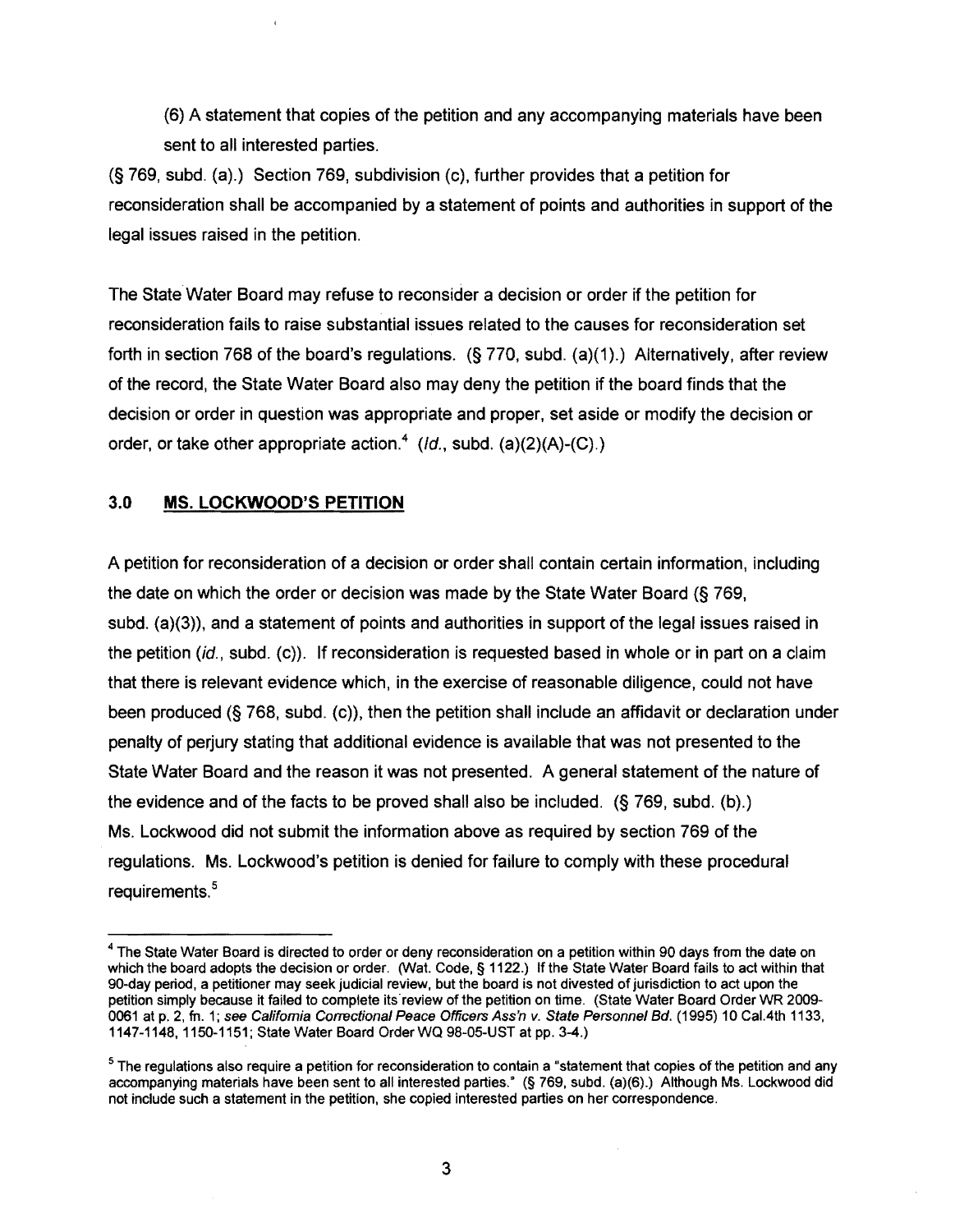(6) A statement that copies of the petition and any accompanying materials have been sent to all interested parties.

(§ 769, subd. (a).) Section 769, subdivision (c), further provides that a petition for reconsideration shall be accompanied by a statement of points and authorities in support of the legal issues raised in the petition.

The State Water Board may refuse to reconsider a decision or order if the petition for reconsideration fails to raise substantial issues related to the causes for reconsideration set forth in section 768 of the board's regulations. (§ 770, subd. (a)(1).) Alternatively, after review of the record, the State Water Board also may deny the petition if the board finds that the decision or order in question was appropriate and proper, set aside or modify the decision or order, or take other appropriate action.[4] (*Id.*, subd. (a)(2)(A)-(C).)

## 3.0 <u>MS. LOCKWOOD'S PETITION</u>

A petition for reconsideration of a decision or order shall contain certain information, including the date on which the order or decision was made by the State Water Board (§ 769, subd. (a)(3)), and a statement of points and authorities in support of the legal issues raised in the petition (*id.*, subd. (c)). If reconsideration is requested based in whole or in part on a claim that there is relevant evidence which, in the exercise of reasonable diligence, could not have been produced (§ 768, subd. (c)), then the petition shall include an affidavit or declaration under penalty of perjury stating that additional evidence is available that was not presented to the State Water Board and the reason it was not presented. A general statement of the nature of the evidence and of the facts to be proved shall also be included. (§ 769, subd. (b).) Ms. Lockwood did not submit the information above as required by section 769 of the regulations. Ms. Lockwood's petition is denied for failure to comply with these procedural requirements.[5]

---

[4] The State Water Board is directed to order or deny reconsideration on a petition within 90 days from the date on which the board adopts the decision or order. (Wat. Code, § 1122.) If the State Water Board fails to act within that 90-day period, a petitioner may seek judicial review, but the board is not divested of jurisdiction to act upon the petition simply because it failed to complete its review of the petition on time. (State Water Board Order WR 2009-0061 at p. 2, fn. 1; *see California Correctional Peace Officers Ass'n v. State Personnel Bd.* (1995) 10 Cal.4th 1133, 1147-1148, 1150-1151; State Water Board Order WQ 98-05-UST at pp. 3-4.)

[5] The regulations also require a petition for reconsideration to contain a "statement that copies of the petition and any accompanying materials have been sent to all interested parties." (§ 769, subd. (a)(6).) Although Ms. Lockwood did not include such a statement in the petition, she copied interested parties on her correspondence.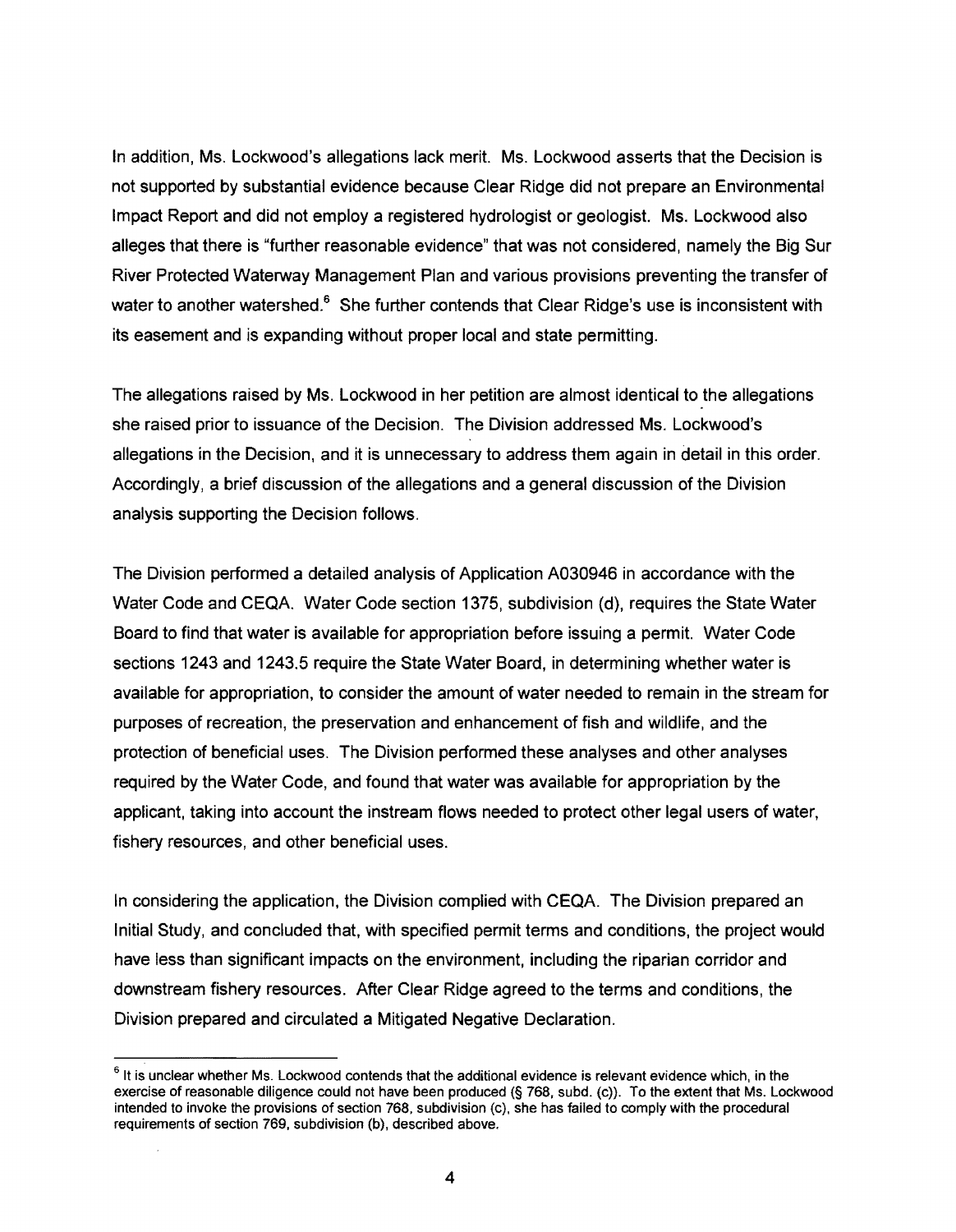In addition, Ms. Lockwood's allegations lack merit. Ms. Lockwood asserts that the Decision is not supported by substantial evidence because Clear Ridge did not prepare an Environmental Impact Report and did not employ a registered hydrologist or geologist. Ms. Lockwood also alleges that there is "further reasonable evidence" that was not considered, namely the Big Sur River Protected Waterway Management Plan and various provisions preventing the transfer of water to another watershed.[6] She further contends that Clear Ridge's use is inconsistent with its easement and is expanding without proper local and state permitting.

The allegations raised by Ms. Lockwood in her petition are almost identical to the allegations she raised prior to issuance of the Decision. The Division addressed Ms. Lockwood's allegations in the Decision, and it is unnecessary to address them again in detail in this order. Accordingly, a brief discussion of the allegations and a general discussion of the Division analysis supporting the Decision follows.

The Division performed a detailed analysis of Application A030946 in accordance with the Water Code and CEQA. Water Code section 1375, subdivision (d), requires the State Water Board to find that water is available for appropriation before issuing a permit. Water Code sections 1243 and 1243.5 require the State Water Board, in determining whether water is available for appropriation, to consider the amount of water needed to remain in the stream for purposes of recreation, the preservation and enhancement of fish and wildlife, and the protection of beneficial uses. The Division performed these analyses and other analyses required by the Water Code, and found that water was available for appropriation by the applicant, taking into account the instream flows needed to protect other legal users of water, fishery resources, and other beneficial uses.

In considering the application, the Division complied with CEQA. The Division prepared an Initial Study, and concluded that, with specified permit terms and conditions, the project would have less than significant impacts on the environment, including the riparian corridor and downstream fishery resources. After Clear Ridge agreed to the terms and conditions, the Division prepared and circulated a Mitigated Negative Declaration.

---

[6] It is unclear whether Ms. Lockwood contends that the additional evidence is relevant evidence which, in the exercise of reasonable diligence could not have been produced (§ 768, subd. (c)). To the extent that Ms. Lockwood intended to invoke the provisions of section 768, subdivision (c), she has failed to comply with the procedural requirements of section 769, subdivision (b), described above.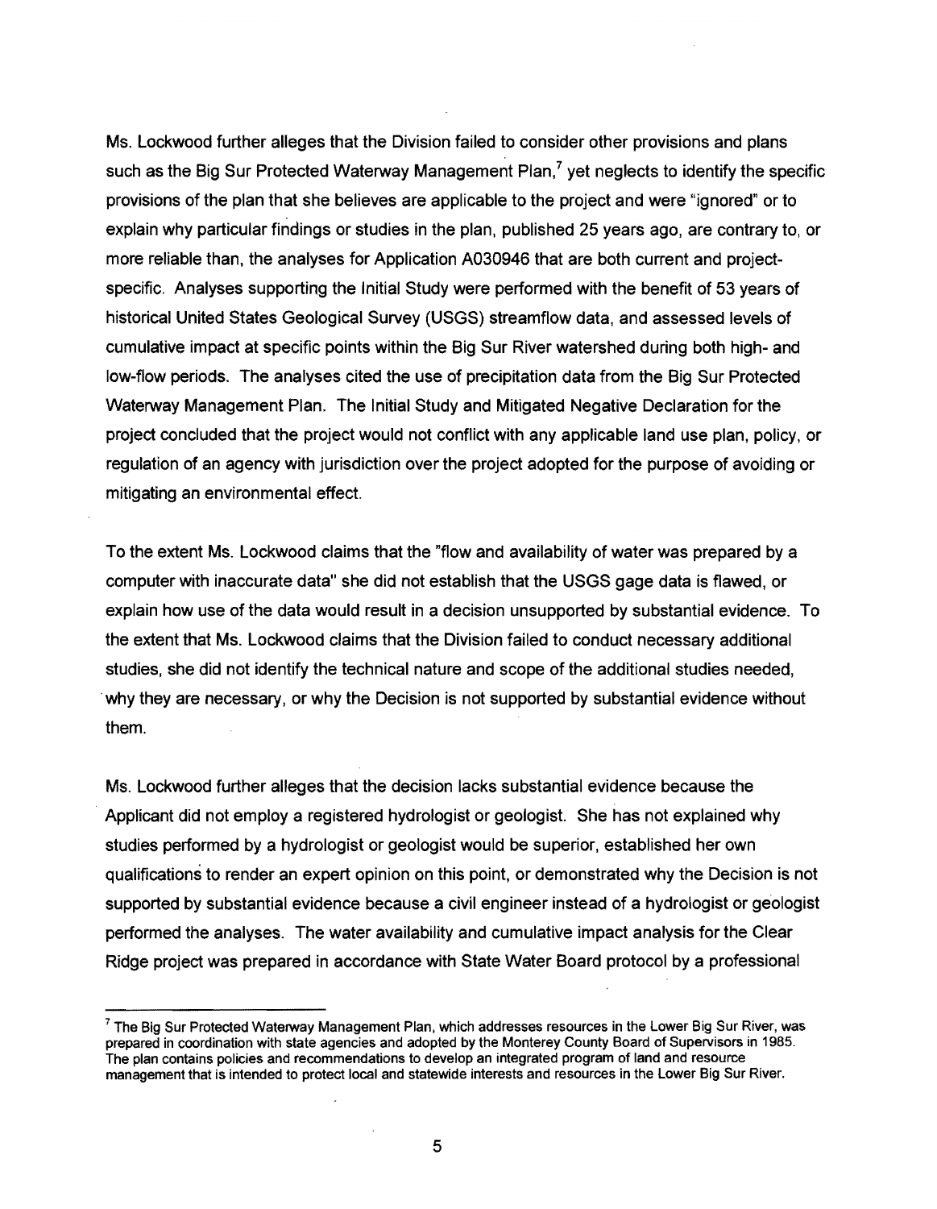Ms. Lockwood further alleges that the Division failed to consider other provisions and plans such as the Big Sur Protected Waterway Management Plan,[7] yet neglects to identify the specific provisions of the plan that she believes are applicable to the project and were "ignored" or to explain why particular findings or studies in the plan, published 25 years ago, are contrary to, or more reliable than, the analyses for Application A030946 that are both current and project-specific. Analyses supporting the Initial Study were performed with the benefit of 53 years of historical United States Geological Survey (USGS) streamflow data, and assessed levels of cumulative impact at specific points within the Big Sur River watershed during both high- and low-flow periods. The analyses cited the use of precipitation data from the Big Sur Protected Waterway Management Plan. The Initial Study and Mitigated Negative Declaration for the project concluded that the project would not conflict with any applicable land use plan, policy, or regulation of an agency with jurisdiction over the project adopted for the purpose of avoiding or mitigating an environmental effect.

To the extent Ms. Lockwood claims that the "flow and availability of water was prepared by a computer with inaccurate data" she did not establish that the USGS gage data is flawed, or explain how use of the data would result in a decision unsupported by substantial evidence. To the extent that Ms. Lockwood claims that the Division failed to conduct necessary additional studies, she did not identify the technical nature and scope of the additional studies needed, why they are necessary, or why the Decision is not supported by substantial evidence without them.

Ms. Lockwood further alleges that the decision lacks substantial evidence because the Applicant did not employ a registered hydrologist or geologist. She has not explained why studies performed by a hydrologist or geologist would be superior, established her own qualifications to render an expert opinion on this point, or demonstrated why the Decision is not supported by substantial evidence because a civil engineer instead of a hydrologist or geologist performed the analyses. The water availability and cumulative impact analysis for the Clear Ridge project was prepared in accordance with State Water Board protocol by a professional

[7] The Big Sur Protected Waterway Management Plan, which addresses resources in the Lower Big Sur River, was prepared in coordination with state agencies and adopted by the Monterey County Board of Supervisors in 1985. The plan contains policies and recommendations to develop an integrated program of land and resource management that is intended to protect local and statewide interests and resources in the Lower Big Sur River.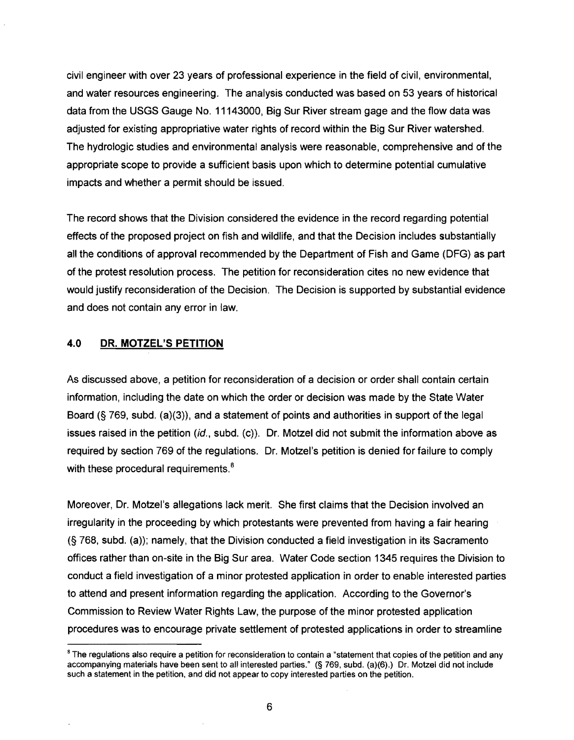civil engineer with over 23 years of professional experience in the field of civil, environmental, and water resources engineering. The analysis conducted was based on 53 years of historical data from the USGS Gauge No. 11143000, Big Sur River stream gage and the flow data was adjusted for existing appropriative water rights of record within the Big Sur River watershed. The hydrologic studies and environmental analysis were reasonable, comprehensive and of the appropriate scope to provide a sufficient basis upon which to determine potential cumulative impacts and whether a permit should be issued.

The record shows that the Division considered the evidence in the record regarding potential effects of the proposed project on fish and wildlife, and that the Decision includes substantially all the conditions of approval recommended by the Department of Fish and Game (DFG) as part of the protest resolution process. The petition for reconsideration cites no new evidence that would justify reconsideration of the Decision. The Decision is supported by substantial evidence and does not contain any error in law.

## 4.0 DR. MOTZEL'S PETITION

As discussed above, a petition for reconsideration of a decision or order shall contain certain information, including the date on which the order or decision was made by the State Water Board (§ 769, subd. (a)(3)), and a statement of points and authorities in support of the legal issues raised in the petition (*id.*, subd. (c)). Dr. Motzel did not submit the information above as required by section 769 of the regulations. Dr. Motzel's petition is denied for failure to comply with these procedural requirements.[8]

Moreover, Dr. Motzel's allegations lack merit. She first claims that the Decision involved an irregularity in the proceeding by which protestants were prevented from having a fair hearing (§ 768, subd. (a)); namely, that the Division conducted a field investigation in its Sacramento offices rather than on-site in the Big Sur area. Water Code section 1345 requires the Division to conduct a field investigation of a minor protested application in order to enable interested parties to attend and present information regarding the application. According to the Governor's Commission to Review Water Rights Law, the purpose of the minor protested application procedures was to encourage private settlement of protested applications in order to streamline

---

[8] The regulations also require a petition for reconsideration to contain a "statement that copies of the petition and any accompanying materials have been sent to all interested parties." (§ 769, subd. (a)(6).) Dr. Motzel did not include such a statement in the petition, and did not appear to copy interested parties on the petition.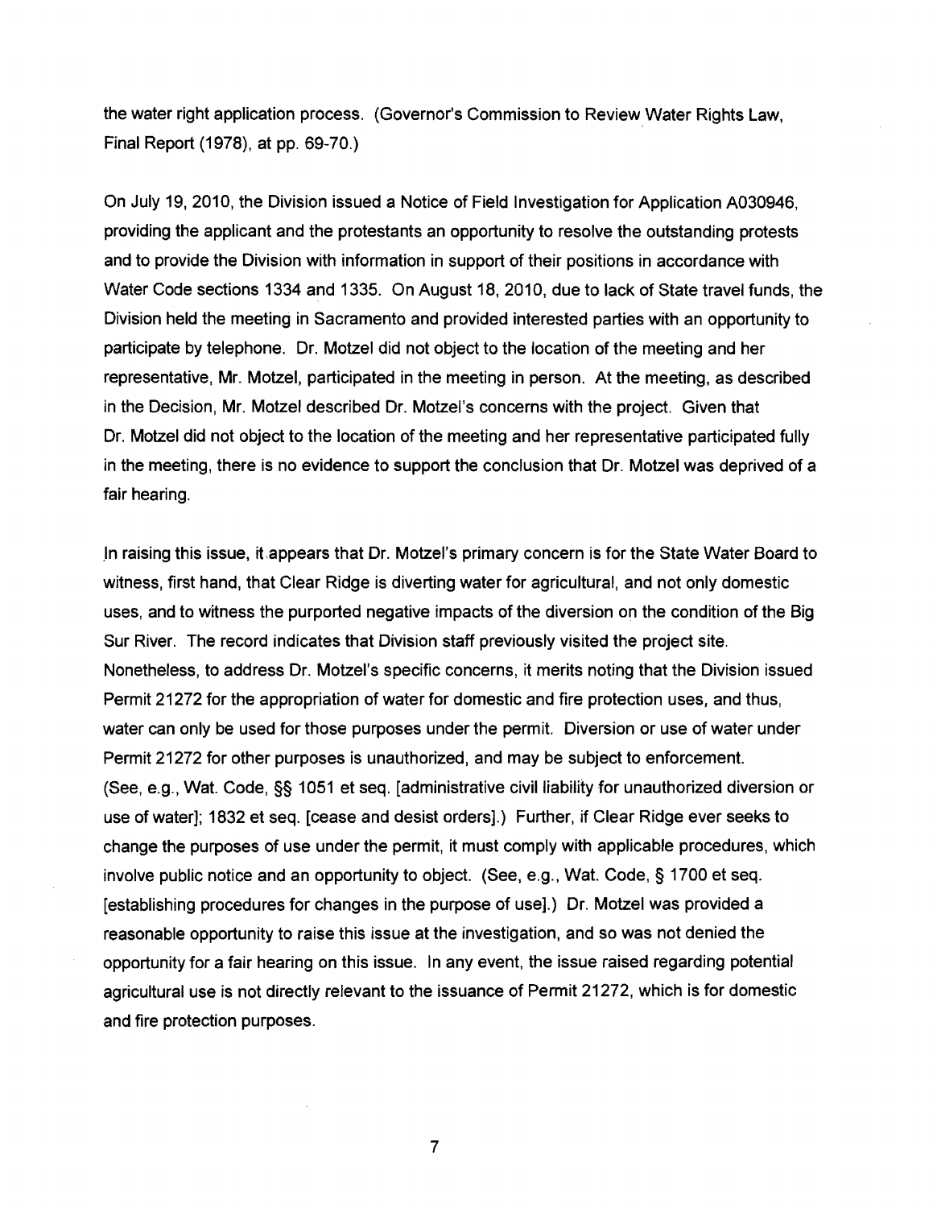the water right application process. (Governor's Commission to Review Water Rights Law, Final Report (1978), at pp. 69-70.)

On July 19, 2010, the Division issued a Notice of Field Investigation for Application A030946, providing the applicant and the protestants an opportunity to resolve the outstanding protests and to provide the Division with information in support of their positions in accordance with Water Code sections 1334 and 1335. On August 18, 2010, due to lack of State travel funds, the Division held the meeting in Sacramento and provided interested parties with an opportunity to participate by telephone. Dr. Motzel did not object to the location of the meeting and her representative, Mr. Motzel, participated in the meeting in person. At the meeting, as described in the Decision, Mr. Motzel described Dr. Motzel's concerns with the project. Given that Dr. Motzel did not object to the location of the meeting and her representative participated fully in the meeting, there is no evidence to support the conclusion that Dr. Motzel was deprived of a fair hearing.

In raising this issue, it appears that Dr. Motzel's primary concern is for the State Water Board to witness, first hand, that Clear Ridge is diverting water for agricultural, and not only domestic uses, and to witness the purported negative impacts of the diversion on the condition of the Big Sur River. The record indicates that Division staff previously visited the project site. Nonetheless, to address Dr. Motzel's specific concerns, it merits noting that the Division issued Permit 21272 for the appropriation of water for domestic and fire protection uses, and thus, water can only be used for those purposes under the permit. Diversion or use of water under Permit 21272 for other purposes is unauthorized, and may be subject to enforcement. (See, e.g., Wat. Code, §§ 1051 et seq. [administrative civil liability for unauthorized diversion or use of water]; 1832 et seq. [cease and desist orders].) Further, if Clear Ridge ever seeks to change the purposes of use under the permit, it must comply with applicable procedures, which involve public notice and an opportunity to object. (See, e.g., Wat. Code, § 1700 et seq. [establishing procedures for changes in the purpose of use].) Dr. Motzel was provided a reasonable opportunity to raise this issue at the investigation, and so was not denied the opportunity for a fair hearing on this issue. In any event, the issue raised regarding potential agricultural use is not directly relevant to the issuance of Permit 21272, which is for domestic and fire protection purposes.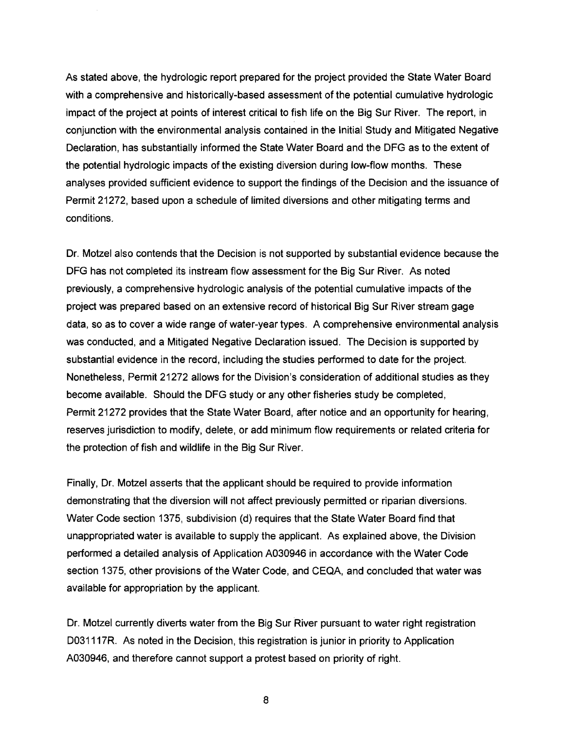As stated above, the hydrologic report prepared for the project provided the State Water Board with a comprehensive and historically-based assessment of the potential cumulative hydrologic impact of the project at points of interest critical to fish life on the Big Sur River. The report, in conjunction with the environmental analysis contained in the Initial Study and Mitigated Negative Declaration, has substantially informed the State Water Board and the DFG as to the extent of the potential hydrologic impacts of the existing diversion during low-flow months. These analyses provided sufficient evidence to support the findings of the Decision and the issuance of Permit 21272, based upon a schedule of limited diversions and other mitigating terms and conditions.

Dr. Motzel also contends that the Decision is not supported by substantial evidence because the DFG has not completed its instream flow assessment for the Big Sur River. As noted previously, a comprehensive hydrologic analysis of the potential cumulative impacts of the project was prepared based on an extensive record of historical Big Sur River stream gage data, so as to cover a wide range of water-year types. A comprehensive environmental analysis was conducted, and a Mitigated Negative Declaration issued. The Decision is supported by substantial evidence in the record, including the studies performed to date for the project. Nonetheless, Permit 21272 allows for the Division's consideration of additional studies as they become available. Should the DFG study or any other fisheries study be completed, Permit 21272 provides that the State Water Board, after notice and an opportunity for hearing, reserves jurisdiction to modify, delete, or add minimum flow requirements or related criteria for the protection of fish and wildlife in the Big Sur River.

Finally, Dr. Motzel asserts that the applicant should be required to provide information demonstrating that the diversion will not affect previously permitted or riparian diversions. Water Code section 1375, subdivision (d) requires that the State Water Board find that unappropriated water is available to supply the applicant. As explained above, the Division performed a detailed analysis of Application A030946 in accordance with the Water Code section 1375, other provisions of the Water Code, and CEQA, and concluded that water was available for appropriation by the applicant.

Dr. Motzel currently diverts water from the Big Sur River pursuant to water right registration D031117R. As noted in the Decision, this registration is junior in priority to Application A030946, and therefore cannot support a protest based on priority of right.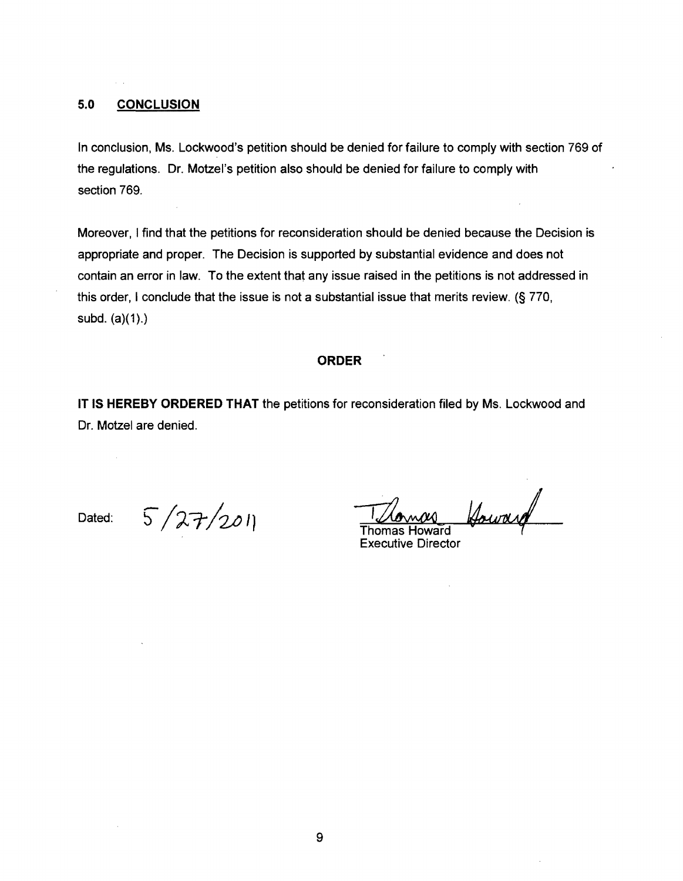## 5.0 CONCLUSION

In conclusion, Ms. Lockwood's petition should be denied for failure to comply with section 769 of the regulations. Dr. Motzel's petition also should be denied for failure to comply with section 769.

Moreover, I find that the petitions for reconsideration should be denied because the Decision is appropriate and proper. The Decision is supported by substantial evidence and does not contain an error in law. To the extent that any issue raised in the petitions is not addressed in this order, I conclude that the issue is not a substantial issue that merits review. (§ 770, subd. (a)(1).)

**ORDER**

**IT IS HEREBY ORDERED THAT** the petitions for reconsideration filed by Ms. Lockwood and Dr. Motzel are denied.

Dated: 5/27/2011

Thomas Howard
Executive Director